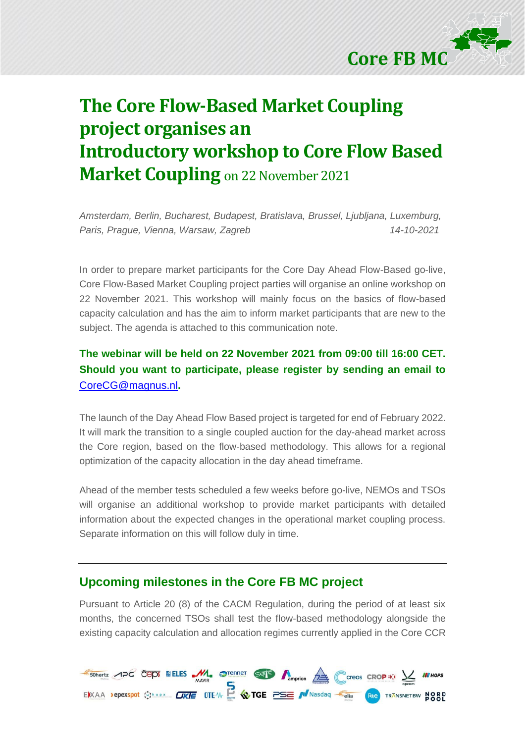# The Core Flow-Based Market Coupling project organises an Introductory workshop to Core Flow Based Market Coupling on 22 November 2021

*Amsterdam, Berlin, Bucharest, Budapest, Bratislava, Brussel, Ljubljana, Luxemburg, Paris, Prague, Vienna, Warsaw, Zagreb* *14-10-2021*

In order to prepare market participants for the Core Day Ahead Flow-Based go-live, Core Flow-Based Market Coupling project parties will organise an online workshop on 22 November 2021. This workshop will mainly focus on the basics of flow-based capacity calculation and has the aim to inform market participants that are new to the subject. The agenda is attached to this communication note.

**The webinar will be held on 22 November 2021 from 09:00 till 16:00 CET. Should you want to participate, please register by sending an email to [CoreCG@magnus.nl](mailto:CoreCG@magnus.nl).**

The launch of the Day Ahead Flow Based project is targeted for end of February 2022. It will mark the transition to a single coupled auction for the day-ahead market across the Core region, based on the flow-based methodology. This allows for a regional optimization of the capacity allocation in the day ahead timeframe.

Ahead of the member tests scheduled a few weeks before go-live, NEMOs and TSOs will organise an additional workshop to provide market participants with detailed information about the expected changes in the operational market coupling process. Separate information on this will follow duly in time.

---

## Upcoming milestones in the Core FB MC project

Pursuant to Article 20 (8) of the CACM Regulation, during the period of at least six months, the concerned TSOs shall test the flow-based methodology alongside the existing capacity calculation and allocation regimes currently applied in the Core CCR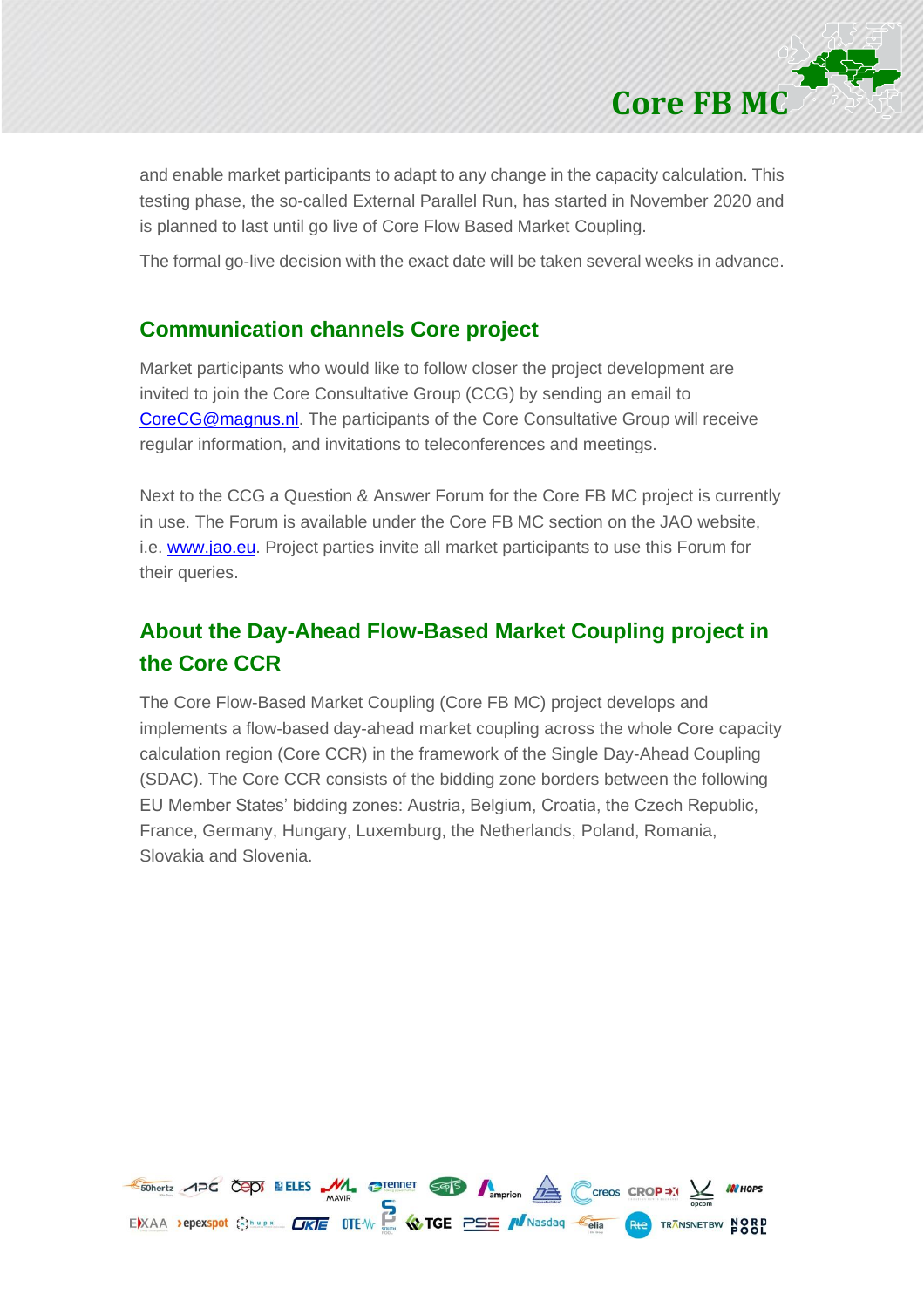and enable market participants to adapt to any change in the capacity calculation. This testing phase, the so-called External Parallel Run, has started in November 2020 and is planned to last until go live of Core Flow Based Market Coupling.

The formal go-live decision with the exact date will be taken several weeks in advance.

## Communication channels Core project

Market participants who would like to follow closer the project development are invited to join the Core Consultative Group (CCG) by sending an email to CoreCG@magnus.nl. The participants of the Core Consultative Group will receive regular information, and invitations to teleconferences and meetings.

Next to the CCG a Question & Answer Forum for the Core FB MC project is currently in use. The Forum is available under the Core FB MC section on the JAO website, i.e. www.jao.eu. Project parties invite all market participants to use this Forum for their queries.

## About the Day-Ahead Flow-Based Market Coupling project in the Core CCR

The Core Flow-Based Market Coupling (Core FB MC) project develops and implements a flow-based day-ahead market coupling across the whole Core capacity calculation region (Core CCR) in the framework of the Single Day-Ahead Coupling (SDAC). The Core CCR consists of the bidding zone borders between the following EU Member States' bidding zones: Austria, Belgium, Croatia, the Czech Republic, France, Germany, Hungary, Luxemburg, the Netherlands, Poland, Romania, Slovakia and Slovenia.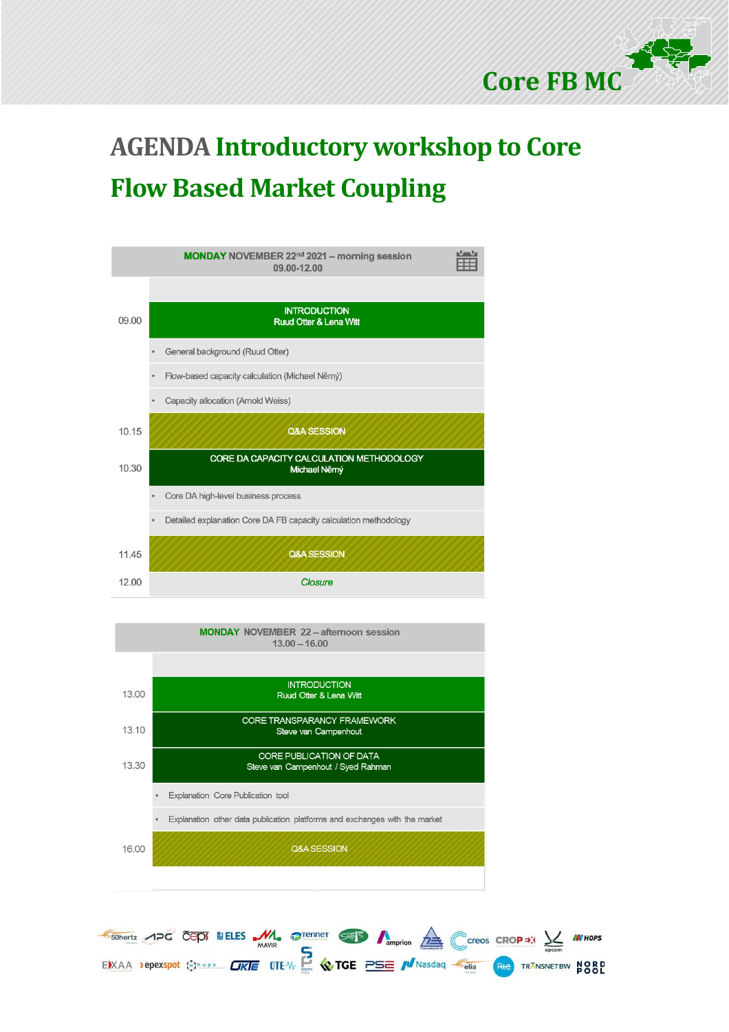Core FB MC

# AGENDA Introductory workshop to Core Flow Based Market Coupling

| MONDAY NOVEMBER 22nd 2021 – morning session 09.00-12.00 | |
|---|---|
| 09.00 | **INTRODUCTION** Ruud Otter & Lena Witt |
| | • General background (Ruud Otter) |
| | • Flow-based capacity calculation (Michael Něмý) |
| | • Capacity allocation (Arnold Weiss) |
| 10.15 | **Q&A SESSION** |
| 10.30 | **CORE DA CAPACITY CALCULATION METHODOLOGY** Michael Němý |
| | • Core DA high-level business process |
| | • Detailed explanation Core DA FB capacity calculation methodology |
| 11.45 | **Q&A SESSION** |
| 12.00 | *Closure* |

| MONDAY NOVEMBER 22 – afternoon session 13.00 – 16.00 | |
|---|---|
| 13.00 | **INTRODUCTION** Ruud Otter & Lena Witt |
| 13.10 | **CORE TRANSPARANCY FRAMEWORK** Steve van Campenhout |
| 13.30 | **CORE PUBLICATION OF DATA** Steve van Campenhout / Syed Rahman |
| | • Explanation Core Publication tool |
| | • Explanation other data publication platforms and exchanges with the market |
| 16.00 | **Q&A SESSION** |

50hertz APG ČEPS ELES MAVIR TenneT SEPS Amprion Transelectrica Creos CROPEX opcom HOPS EXAA epexspot hupx OKTE OTE SEEPEX TGE PSE Nasdaq elia Rte TRANSNETBW NORD POOL